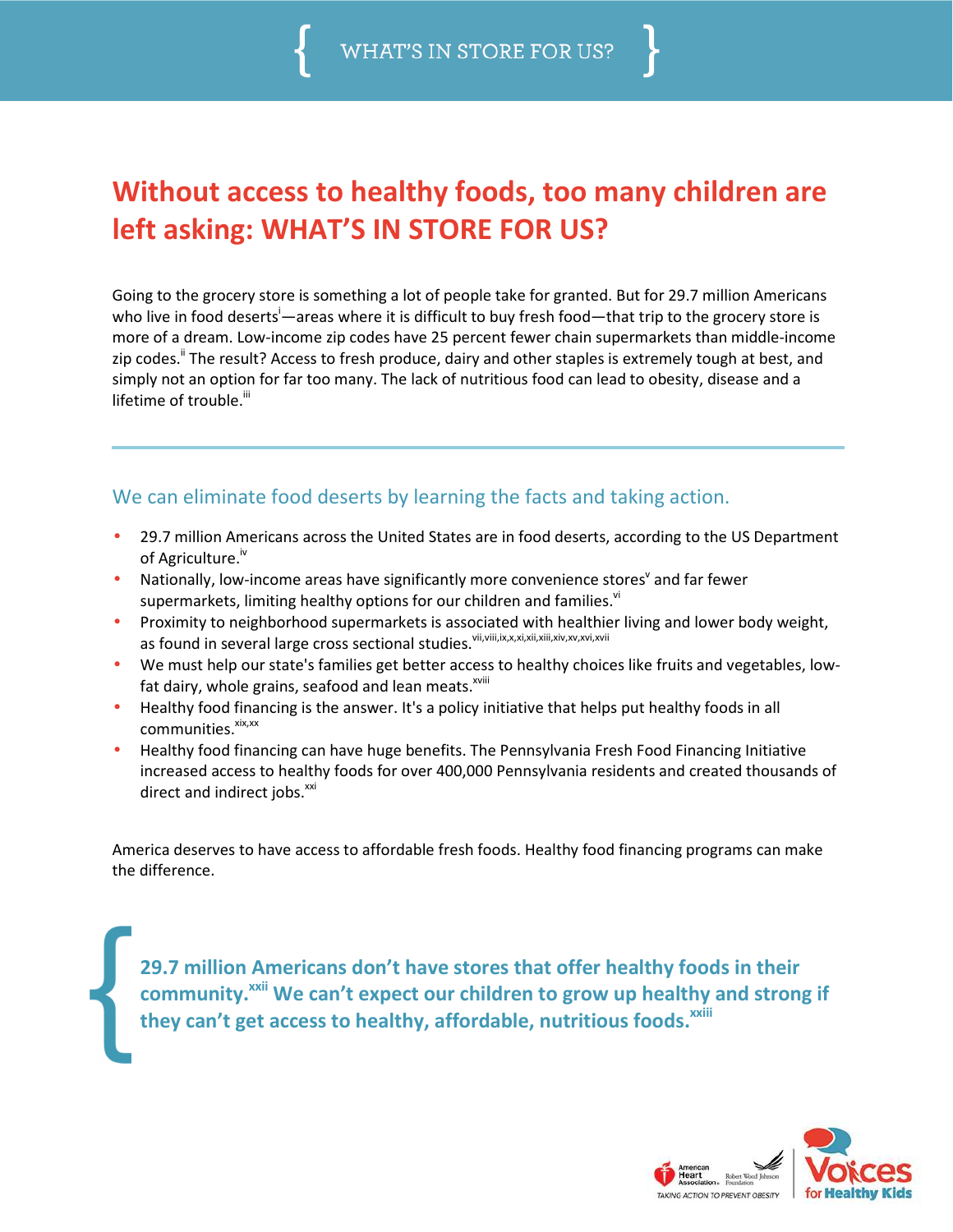# Without access to healthy foods, too many children are left asking: WHAT'S IN STORE FOR US?

Going to the grocery store is something a lot of people take for granted. But for 29.7 million Americans who live in food deserts[i]—areas where it is difficult to buy fresh food—that trip to the grocery store is more of a dream. Low-income zip codes have 25 percent fewer chain supermarkets than middle-income zip codes.[ii] The result? Access to fresh produce, dairy and other staples is extremely tough at best, and simply not an option for far too many. The lack of nutritious food can lead to obesity, disease and a lifetime of trouble.[iii]

## We can eliminate food deserts by learning the facts and taking action.

- 29.7 million Americans across the United States are in food deserts, according to the US Department of Agriculture.[iv]
- Nationally, low-income areas have significantly more convenience stores[v] and far fewer supermarkets, limiting healthy options for our children and families.[vi]
- Proximity to neighborhood supermarkets is associated with healthier living and lower body weight, as found in several large cross sectional studies.[vii,viii,ix,x,xi,xii,xiii,xiv,xv,xvi,xvii]
- We must help our state's families get better access to healthy choices like fruits and vegetables, low-fat dairy, whole grains, seafood and lean meats.[xviii]
- Healthy food financing is the answer. It's a policy initiative that helps put healthy foods in all communities.[xix,xx]
- Healthy food financing can have huge benefits. The Pennsylvania Fresh Food Financing Initiative increased access to healthy foods for over 400,000 Pennsylvania residents and created thousands of direct and indirect jobs.[xxi]

America deserves to have access to affordable fresh foods. Healthy food financing programs can make the difference.

**29.7 million Americans don't have stores that offer healthy foods in their community.[xxii] We can't expect our children to grow up healthy and strong if they can't get access to healthy, affordable, nutritious foods.[xxiii]**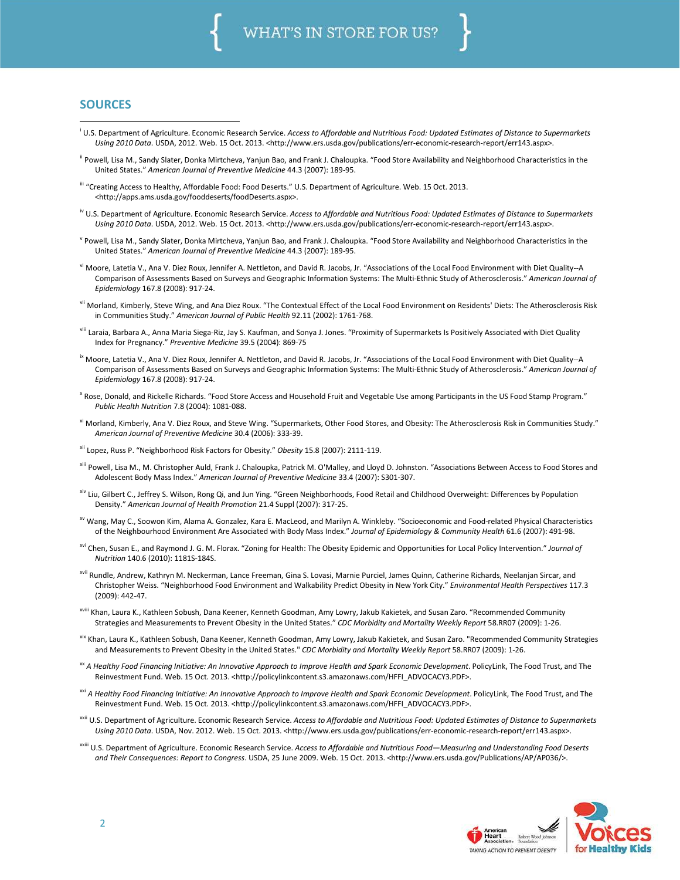## SOURCES

[i] U.S. Department of Agriculture. Economic Research Service. *Access to Affordable and Nutritious Food: Updated Estimates of Distance to Supermarkets Using 2010 Data*. USDA, 2012. Web. 15 Oct. 2013. <http://www.ers.usda.gov/publications/err-economic-research-report/err143.aspx>.

[ii] Powell, Lisa M., Sandy Slater, Donka Mirtcheva, Yanjun Bao, and Frank J. Chaloupka. "Food Store Availability and Neighborhood Characteristics in the United States." *American Journal of Preventive Medicine* 44.3 (2007): 189-95.

[iii] "Creating Access to Healthy, Affordable Food: Food Deserts." U.S. Department of Agriculture. Web. 15 Oct. 2013. <http://apps.ams.usda.gov/fooddeserts/foodDeserts.aspx>.

[iv] U.S. Department of Agriculture. Economic Research Service. *Access to Affordable and Nutritious Food: Updated Estimates of Distance to Supermarkets Using 2010 Data*. USDA, 2012. Web. 15 Oct. 2013. <http://www.ers.usda.gov/publications/err-economic-research-report/err143.aspx>.

[v] Powell, Lisa M., Sandy Slater, Donka Mirtcheva, Yanjun Bao, and Frank J. Chaloupka. "Food Store Availability and Neighborhood Characteristics in the United States." *American Journal of Preventive Medicine* 44.3 (2007): 189-95.

[vi] Moore, Latetia V., Ana V. Diez Roux, Jennifer A. Nettleton, and David R. Jacobs, Jr. "Associations of the Local Food Environment with Diet Quality--A Comparison of Assessments Based on Surveys and Geographic Information Systems: The Multi-Ethnic Study of Atherosclerosis." *American Journal of Epidemiology* 167.8 (2008): 917-24.

[vii] Morland, Kimberly, Steve Wing, and Ana Diez Roux. "The Contextual Effect of the Local Food Environment on Residents' Diets: The Atherosclerosis Risk in Communities Study." *American Journal of Public Health* 92.11 (2002): 1761-768.

[viii] Laraia, Barbara A., Anna Maria Siega-Riz, Jay S. Kaufman, and Sonya J. Jones. "Proximity of Supermarkets Is Positively Associated with Diet Quality Index for Pregnancy." *Preventive Medicine* 39.5 (2004): 869-75

[ix] Moore, Latetia V., Ana V. Diez Roux, Jennifer A. Nettleton, and David R. Jacobs, Jr. "Associations of the Local Food Environment with Diet Quality--A Comparison of Assessments Based on Surveys and Geographic Information Systems: The Multi-Ethnic Study of Atherosclerosis." *American Journal of Epidemiology* 167.8 (2008): 917-24.

[x] Rose, Donald, and Rickelle Richards. "Food Store Access and Household Fruit and Vegetable Use among Participants in the US Food Stamp Program." *Public Health Nutrition* 7.8 (2004): 1081-088.

[xi] Morland, Kimberly, Ana V. Diez Roux, and Steve Wing. "Supermarkets, Other Food Stores, and Obesity: The Atherosclerosis Risk in Communities Study." *American Journal of Preventive Medicine* 30.4 (2006): 333-39.

[xii] Lopez, Russ P. "Neighborhood Risk Factors for Obesity." *Obesity* 15.8 (2007): 2111-119.

[xiii] Powell, Lisa M., M. Christopher Auld, Frank J. Chaloupka, Patrick M. O'Malley, and Lloyd D. Johnston. "Associations Between Access to Food Stores and Adolescent Body Mass Index." *American Journal of Preventive Medicine* 33.4 (2007): S301-307.

[xiv] Liu, Gilbert C., Jeffrey S. Wilson, Rong Qi, and Jun Ying. "Green Neighborhoods, Food Retail and Childhood Overweight: Differences by Population Density." *American Journal of Health Promotion* 21.4 Suppl (2007): 317-25.

[xv] Wang, May C., Soowon Kim, Alama A. Gonzalez, Kara E. MacLeod, and Marilyn A. Winkleby. "Socioeconomic and Food-related Physical Characteristics of the Neighbourhood Environment Are Associated with Body Mass Index." *Journal of Epidemiology & Community Health* 61.6 (2007): 491-98.

[xvi] Chen, Susan E., and Raymond J. G. M. Florax. "Zoning for Health: The Obesity Epidemic and Opportunities for Local Policy Intervention." *Journal of Nutrition* 140.6 (2010): 1181S-184S.

[xvii] Rundle, Andrew, Kathryn M. Neckerman, Lance Freeman, Gina S. Lovasi, Marnie Purciel, James Quinn, Catherine Richards, Neelanjan Sircar, and Christopher Weiss. "Neighborhood Food Environment and Walkability Predict Obesity in New York City." *Environmental Health Perspectives* 117.3 (2009): 442-47.

[xviii] Khan, Laura K., Kathleen Sobush, Dana Keener, Kenneth Goodman, Amy Lowry, Jakub Kakietek, and Susan Zaro. "Recommended Community Strategies and Measurements to Prevent Obesity in the United States." *CDC Morbidity and Mortality Weekly Report* 58.RR07 (2009): 1-26.

[xix] Khan, Laura K., Kathleen Sobush, Dana Keener, Kenneth Goodman, Amy Lowry, Jakub Kakietek, and Susan Zaro. "Recommended Community Strategies and Measurements to Prevent Obesity in the United States." *CDC Morbidity and Mortality Weekly Report* 58.RR07 (2009): 1-26.

[xx] *A Healthy Food Financing Initiative: An Innovative Approach to Improve Health and Spark Economic Development*. PolicyLink, The Food Trust, and The Reinvestment Fund. Web. 15 Oct. 2013. <http://policylinkcontent.s3.amazonaws.com/HFFI_ADVOCACY3.PDF>.

[xxi] *A Healthy Food Financing Initiative: An Innovative Approach to Improve Health and Spark Economic Development*. PolicyLink, The Food Trust, and The Reinvestment Fund. Web. 15 Oct. 2013. <http://policylinkcontent.s3.amazonaws.com/HFFI_ADVOCACY3.PDF>.

[xxii] U.S. Department of Agriculture. Economic Research Service. *Access to Affordable and Nutritious Food: Updated Estimates of Distance to Supermarkets Using 2010 Data*. USDA, Nov. 2012. Web. 15 Oct. 2013. <http://www.ers.usda.gov/publications/err-economic-research-report/err143.aspx>.

[xxiii] U.S. Department of Agriculture. Economic Research Service. *Access to Affordable and Nutritious Food—Measuring and Understanding Food Deserts and Their Consequences: Report to Congress*. USDA, 25 June 2009. Web. 15 Oct. 2013. <http://www.ers.usda.gov/Publications/AP/AP036/>.